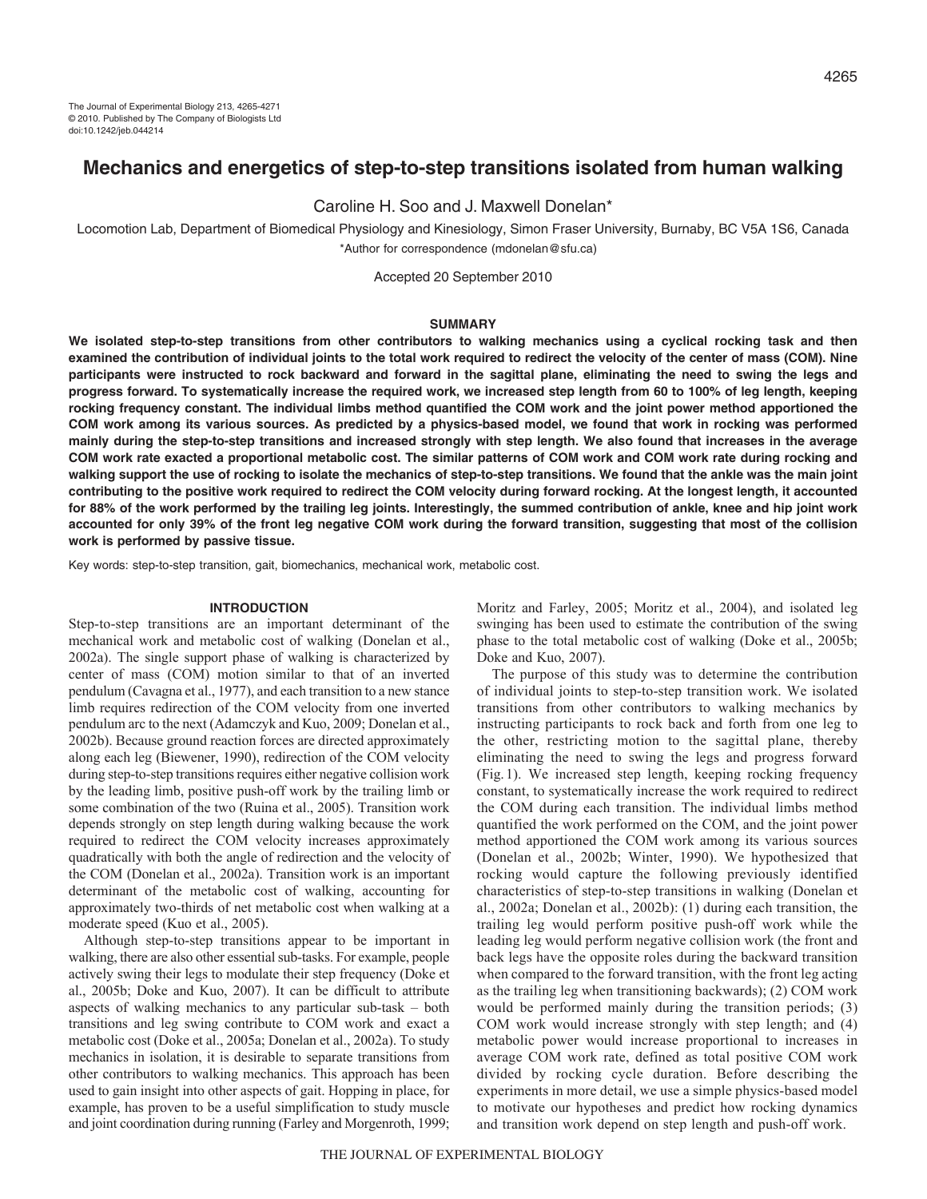# Mechanics and energetics of step-to-step transitions isolated from human walking

Caroline H. Soo and J. Maxwell Donelan*

Locomotion Lab, Department of Biomedical Physiology and Kinesiology, Simon Fraser University, Burnaby, BC V5A 1S6, Canada

*Author for correspondence (mdonelan@sfu.ca)

Accepted 20 September 2010

## SUMMARY

**We isolated step-to-step transitions from other contributors to walking mechanics using a cyclical rocking task and then examined the contribution of individual joints to the total work required to redirect the velocity of the center of mass (COM). Nine participants were instructed to rock backward and forward in the sagittal plane, eliminating the need to swing the legs and progress forward. To systematically increase the required work, we increased step length from 60 to 100% of leg length, keeping rocking frequency constant. The individual limbs method quantified the COM work and the joint power method apportioned the COM work among its various sources. As predicted by a physics-based model, we found that work in rocking was performed mainly during the step-to-step transitions and increased strongly with step length. We also found that increases in the average COM work rate exacted a proportional metabolic cost. The similar patterns of COM work and COM work rate during rocking and walking support the use of rocking to isolate the mechanics of step-to-step transitions. We found that the ankle was the main joint contributing to the positive work required to redirect the COM velocity during forward rocking. At the longest length, it accounted for 88% of the work performed by the trailing leg joints. Interestingly, the summed contribution of ankle, knee and hip joint work accounted for only 39% of the front leg negative COM work during the forward transition, suggesting that most of the collision work is performed by passive tissue.**

Key words: step-to-step transition, gait, biomechanics, mechanical work, metabolic cost.

## INTRODUCTION

Step-to-step transitions are an important determinant of the mechanical work and metabolic cost of walking (Donelan et al., 2002a). The single support phase of walking is characterized by center of mass (COM) motion similar to that of an inverted pendulum (Cavagna et al., 1977), and each transition to a new stance limb requires redirection of the COM velocity from one inverted pendulum arc to the next (Adamczyk and Kuo, 2009; Donelan et al., 2002b). Because ground reaction forces are directed approximately along each leg (Biewener, 1990), redirection of the COM velocity during step-to-step transitions requires either negative collision work by the leading limb, positive push-off work by the trailing limb or some combination of the two (Ruina et al., 2005). Transition work depends strongly on step length during walking because the work required to redirect the COM velocity increases approximately quadratically with both the angle of redirection and the velocity of the COM (Donelan et al., 2002a). Transition work is an important determinant of the metabolic cost of walking, accounting for approximately two-thirds of net metabolic cost when walking at a moderate speed (Kuo et al., 2005).

Although step-to-step transitions appear to be important in walking, there are also other essential sub-tasks. For example, people actively swing their legs to modulate their step frequency (Doke et al., 2005b; Doke and Kuo, 2007). It can be difficult to attribute aspects of walking mechanics to any particular sub-task – both transitions and leg swing contribute to COM work and exact a metabolic cost (Doke et al., 2005a; Donelan et al., 2002a). To study mechanics in isolation, it is desirable to separate transitions from other contributors to walking mechanics. This approach has been used to gain insight into other aspects of gait. Hopping in place, for example, has proven to be a useful simplification to study muscle and joint coordination during running (Farley and Morgenroth, 1999; Moritz and Farley, 2005; Moritz et al., 2004), and isolated leg swinging has been used to estimate the contribution of the swing phase to the total metabolic cost of walking (Doke et al., 2005b; Doke and Kuo, 2007).

The purpose of this study was to determine the contribution of individual joints to step-to-step transition work. We isolated transitions from other contributors to walking mechanics by instructing participants to rock back and forth from one leg to the other, restricting motion to the sagittal plane, thereby eliminating the need to swing the legs and progress forward (Fig. 1). We increased step length, keeping rocking frequency constant, to systematically increase the work required to redirect the COM during each transition. The individual limbs method quantified the work performed on the COM, and the joint power method apportioned the COM work among its various sources (Donelan et al., 2002b; Winter, 1990). We hypothesized that rocking would capture the following previously identified characteristics of step-to-step transitions in walking (Donelan et al., 2002a; Donelan et al., 2002b): (1) during each transition, the trailing leg would perform positive push-off work while the leading leg would perform negative collision work (the front and back legs have the opposite roles during the backward transition when compared to the forward transition, with the front leg acting as the trailing leg when transitioning backwards); (2) COM work would be performed mainly during the transition periods; (3) COM work would increase strongly with step length; and (4) metabolic power would increase proportional to increases in average COM work rate, defined as total positive COM work divided by rocking cycle duration. Before describing the experiments in more detail, we use a simple physics-based model to motivate our hypotheses and predict how rocking dynamics and transition work depend on step length and push-off work.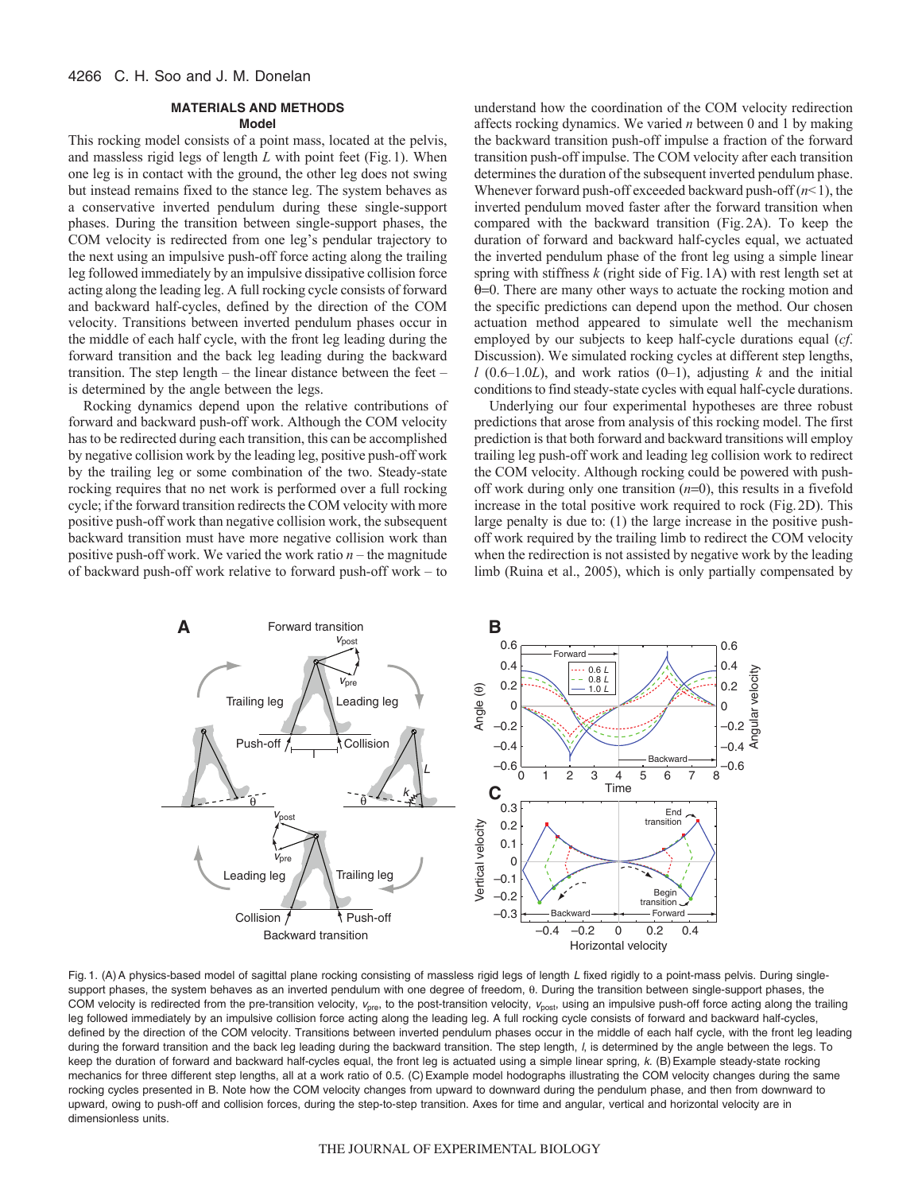## MATERIALS AND METHODS

### Model

This rocking model consists of a point mass, located at the pelvis, and massless rigid legs of length $L$ with point feet (Fig. 1). When one leg is in contact with the ground, the other leg does not swing but instead remains fixed to the stance leg. The system behaves as a conservative inverted pendulum during these single-support phases. During the transition between single-support phases, the COM velocity is redirected from one leg's pendular trajectory to the next using an impulsive push-off force acting along the trailing leg followed immediately by an impulsive dissipative collision force acting along the leading leg. A full rocking cycle consists of forward and backward half-cycles, defined by the direction of the COM velocity. Transitions between inverted pendulum phases occur in the middle of each half cycle, with the front leg leading during the forward transition and the back leg leading during the backward transition. The step length – the linear distance between the feet – is determined by the angle between the legs.

Rocking dynamics depend upon the relative contributions of forward and backward push-off work. Although the COM velocity has to be redirected during each transition, this can be accomplished by negative collision work by the leading leg, positive push-off work by the trailing leg or some combination of the two. Steady-state rocking requires that no net work is performed over a full rocking cycle; if the forward transition redirects the COM velocity with more positive push-off work than negative collision work, the subsequent backward transition must have more negative collision work than positive push-off work. We varied the work ratio $n$ – the magnitude of backward push-off work relative to forward push-off work – to understand how the coordination of the COM velocity redirection affects rocking dynamics. We varied $n$ between 0 and 1 by making the backward transition push-off impulse a fraction of the forward transition push-off impulse. The COM velocity after each transition determines the duration of the subsequent inverted pendulum phase. Whenever forward push-off exceeded backward push-off ($n<1$), the inverted pendulum moved faster after the forward transition when compared with the backward transition (Fig. 2A). To keep the duration of forward and backward half-cycles equal, we actuated the inverted pendulum phase of the front leg using a simple linear spring with stiffness $k$ (right side of Fig. 1A) with rest length set at $\theta=0$. There are many other ways to actuate the rocking motion and the specific predictions can depend upon the method. Our chosen actuation method appeared to simulate well the mechanism employed by our subjects to keep half-cycle durations equal (*cf.* Discussion). We simulated rocking cycles at different step lengths, $l$ (0.6–1.0$L$), and work ratios (0–1), adjusting $k$ and the initial conditions to find steady-state cycles with equal half-cycle durations.

Underlying our four experimental hypotheses are three robust predictions that arose from analysis of this rocking model. The first prediction is that both forward and backward transitions will employ trailing leg push-off work and leading leg collision work to redirect the COM velocity. Although rocking could be powered with push-off work during only one transition ($n=0$), this results in a fivefold increase in the total positive work required to rock (Fig. 2D). This large penalty is due to: (1) the large increase in the positive push-off work required by the trailing limb to redirect the COM velocity when the redirection is not assisted by negative work by the leading limb (Ruina et al., 2005), which is only partially compensated by

A
Forward transition
$v_{post}$
$v_{pre}$
Trailing leg
Leading leg
Push-off
Collision
θ
θ
$k$
$L$
$v_{post}$
$v_{pre}$
Leading leg
Trailing leg
Collision
Push-off
Backward transition

B
Angle (θ)
Angular velocity
Forward
Backward
0.6 $L$
0.8 $L$
1.0 $L$
Time
0.6, 0.4, 0.2, 0, −0.2, −0.4, −0.6
0 1 2 3 4 5 6 7 8

C
Vertical velocity
Horizontal velocity
End transition
Begin transition
Backward
Forward
0.3, 0.2, 0.1, 0, −0.1, −0.2, −0.3
−0.4 −0.2 0 0.2 0.4

Fig. 1. (A) A physics-based model of sagittal plane rocking consisting of massless rigid legs of length $L$ fixed rigidly to a point-mass pelvis. During single-support phases, the system behaves as an inverted pendulum with one degree of freedom, θ. During the transition between single-support phases, the COM velocity is redirected from the pre-transition velocity, $v_{pre}$, to the post-transition velocity, $v_{post}$, using an impulsive push-off force acting along the trailing leg followed immediately by an impulsive collision force acting along the leading leg. A full rocking cycle consists of forward and backward half-cycles, defined by the direction of the COM velocity. Transitions between inverted pendulum phases occur in the middle of each half cycle, with the front leg leading during the forward transition and the back leg leading during the backward transition. The step length, $l$, is determined by the angle between the legs. To keep the duration of forward and backward half-cycles equal, the front leg is actuated using a simple linear spring, $k$. (B) Example steady-state rocking mechanics for three different step lengths, all at a work ratio of 0.5. (C) Example model hodographs illustrating the COM velocity changes during the same rocking cycles presented in B. Note how the COM velocity changes from upward to downward during the pendulum phase, and then from downward to upward, owing to push-off and collision forces, during the step-to-step transition. Axes for time and angular, vertical and horizontal velocity are in dimensionless units.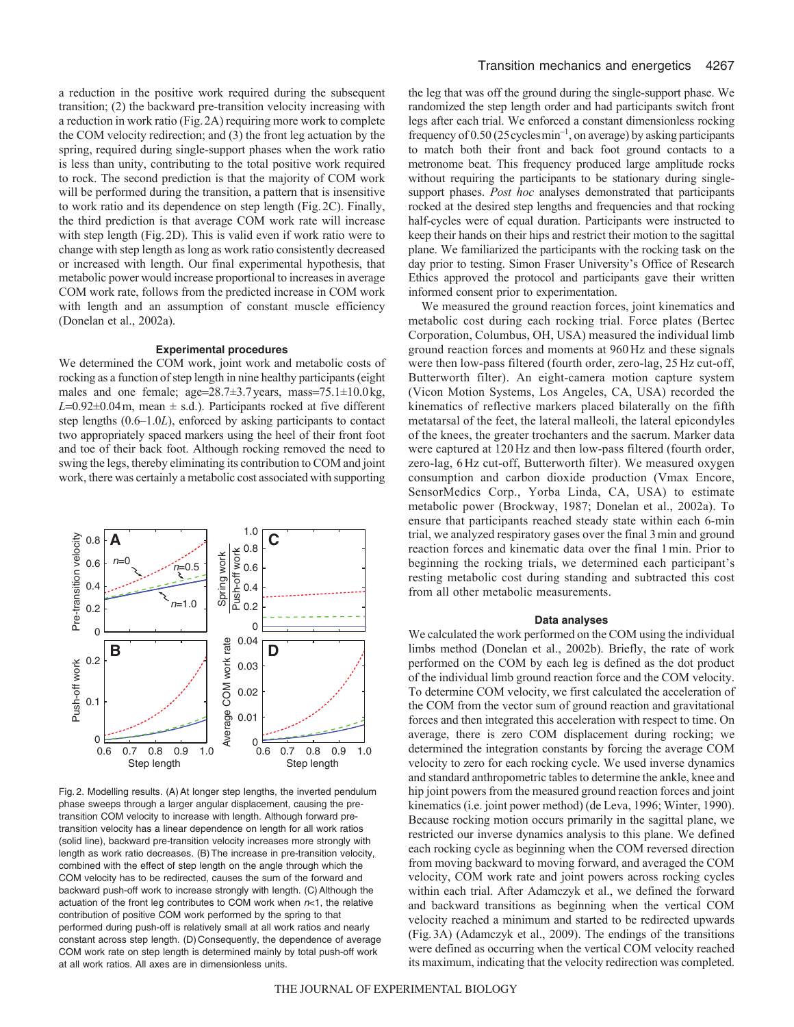a reduction in the positive work required during the subsequent transition; (2) the backward pre-transition velocity increasing with a reduction in work ratio (Fig. 2A) requiring more work to complete the COM velocity redirection; and (3) the front leg actuation by the spring, required during single-support phases when the work ratio is less than unity, contributing to the total positive work required to rock. The second prediction is that the majority of COM work will be performed during the transition, a pattern that is insensitive to work ratio and its dependence on step length (Fig. 2C). Finally, the third prediction is that average COM work rate will increase with step length (Fig. 2D). This is valid even if work ratio were to change with step length as long as work ratio consistently decreased or increased with length. Our final experimental hypothesis, that metabolic power would increase proportional to increases in average COM work rate, follows from the predicted increase in COM work with length and an assumption of constant muscle efficiency (Donelan et al., 2002a).

## Experimental procedures

We determined the COM work, joint work and metabolic costs of rocking as a function of step length in nine healthy participants (eight males and one female; age=28.7±3.7 years, mass=75.1±10.0 kg, *L*=0.92±0.04 m, mean ± s.d.). Participants rocked at five different step lengths (0.6–1.0*L*), enforced by asking participants to contact two appropriately spaced markers using the heel of their front foot and toe of their back foot. Although rocking removed the need to swing the legs, thereby eliminating its contribution to COM and joint work, there was certainly a metabolic cost associated with supporting the leg that was off the ground during the single-support phase. We randomized the step length order and had participants switch front legs after each trial. We enforced a constant dimensionless rocking frequency of 0.50 (25 cycles min$^{-1}$, on average) by asking participants to match both their front and back foot ground contacts to a metronome beat. This frequency produced large amplitude rocks without requiring the participants to be stationary during single-support phases. *Post hoc* analyses demonstrated that participants rocked at the desired step lengths and frequencies and that rocking half-cycles were of equal duration. Participants were instructed to keep their hands on their hips and restrict their motion to the sagittal plane. We familiarized the participants with the rocking task on the day prior to testing. Simon Fraser University's Office of Research Ethics approved the protocol and participants gave their written informed consent prior to experimentation.

We measured the ground reaction forces, joint kinematics and metabolic cost during each rocking trial. Force plates (Bertec Corporation, Columbus, OH, USA) measured the individual limb ground reaction forces and moments at 960 Hz and these signals were then low-pass filtered (fourth order, zero-lag, 25 Hz cut-off, Butterworth filter). An eight-camera motion capture system (Vicon Motion Systems, Los Angeles, CA, USA) recorded the kinematics of reflective markers placed bilaterally on the fifth metatarsal of the feet, the lateral malleoli, the lateral epicondyles of the knees, the greater trochanters and the sacrum. Marker data were captured at 120 Hz and then low-pass filtered (fourth order, zero-lag, 6 Hz cut-off, Butterworth filter). We measured oxygen consumption and carbon dioxide production (Vmax Encore, SensorMedics Corp., Yorba Linda, CA, USA) to estimate metabolic power (Brockway, 1987; Donelan et al., 2002a). To ensure that participants reached steady state within each 6-min trial, we analyzed respiratory gases over the final 3 min and ground reaction forces and kinematic data over the final 1 min. Prior to beginning the rocking trials, we determined each participant's resting metabolic cost during standing and subtracted this cost from all other metabolic measurements.

## Data analyses

We calculated the work performed on the COM using the individual limbs method (Donelan et al., 2002b). Briefly, the rate of work performed on the COM by each leg is defined as the dot product of the individual limb ground reaction force and the COM velocity. To determine COM velocity, we first calculated the acceleration of the COM from the vector sum of ground reaction and gravitational forces and then integrated this acceleration with respect to time. On average, there is zero COM displacement during rocking; we determined the integration constants by forcing the average COM velocity to zero for each rocking cycle. We used inverse dynamics and standard anthropometric tables to determine the ankle, knee and hip joint powers from the measured ground reaction forces and joint kinematics (i.e. joint power method) (de Leva, 1996; Winter, 1990). Because rocking motion occurs primarily in the sagittal plane, we restricted our inverse dynamics analysis to this plane. We defined each rocking cycle as beginning when the COM reversed direction from moving backward to moving forward, and averaged the COM velocity, COM work rate and joint powers across rocking cycles within each trial. After Adamczyk et al., we defined the forward and backward transitions as beginning when the vertical COM velocity reached a minimum and started to be redirected upwards (Fig. 3A) (Adamczyk et al., 2009). The endings of the transitions were defined as occurring when the vertical COM velocity reached its maximum, indicating that the velocity redirection was completed.

A
Pre-transition velocity
0.8
0.6
0.4
0.2
0
*n*=0
*n*=0.5
*n*=1.0

C
Spring work / Push-off work
1.0
0.8
0.6
0.4
0.2
0

B
Push-off work
0.2
0.1
0
0.6 0.7 0.8 0.9 1.0
Step length

D
Average COM work rate
0.04
0.03
0.02
0.01
0
0.6 0.7 0.8 0.9 1.0
Step length

Fig. 2. Modelling results. (A) At longer step lengths, the inverted pendulum phase sweeps through a larger angular displacement, causing the pre-transition COM velocity to increase with length. Although forward pre-transition velocity has a linear dependence on length for all work ratios (solid line), backward pre-transition velocity increases more strongly with length as work ratio decreases. (B) The increase in pre-transition velocity, combined with the effect of step length on the angle through which the COM velocity has to be redirected, causes the sum of the forward and backward push-off work to increase strongly with length. (C) Although the actuation of the front leg contributes to COM work when $n$<1, the relative contribution of positive COM work performed by the spring to that performed during push-off is relatively small at all work ratios and nearly constant across step length. (D) Consequently, the dependence of average COM work rate on step length is determined mainly by total push-off work at all work ratios. All axes are in dimensionless units.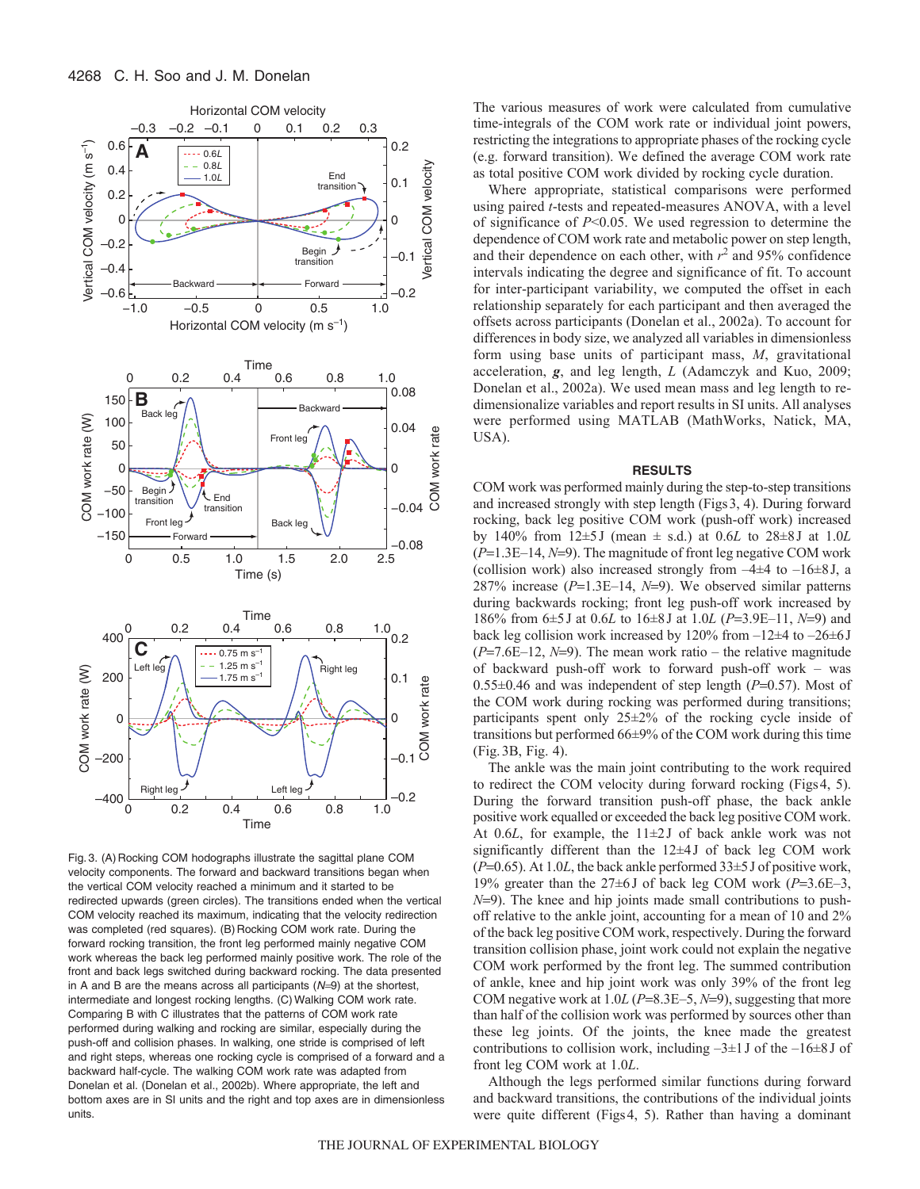Fig. 3. (A) Rocking COM hodographs illustrate the sagittal plane COM velocity components. The forward and backward transitions began when the vertical COM velocity reached a minimum and it started to be redirected upwards (green circles). The transitions ended when the vertical COM velocity reached its maximum, indicating that the velocity redirection was completed (red squares). (B) Rocking COM work rate. During the forward rocking transition, the front leg performed mainly negative COM work whereas the back leg performed mainly positive work. The role of the front and back legs switched during backward rocking. The data presented in A and B are the means across all participants ($N$=9) at the shortest, intermediate and longest rocking lengths. (C) Walking COM work rate. Comparing B with C illustrates that the patterns of COM work rate performed during walking and rocking are similar, especially during the push-off and collision phases. In walking, one stride is comprised of left and right steps, whereas one rocking cycle is comprised of a forward and a backward half-cycle. The walking COM work rate was adapted from Donelan et al. (Donelan et al., 2002b). Where appropriate, the left and bottom axes are in SI units and the right and top axes are in dimensionless units.

The various measures of work were calculated from cumulative time-integrals of the COM work rate or individual joint powers, restricting the integrations to appropriate phases of the rocking cycle (e.g. forward transition). We defined the average COM work rate as total positive COM work divided by rocking cycle duration.

Where appropriate, statistical comparisons were performed using paired $t$-tests and repeated-measures ANOVA, with a level of significance of $P$<0.05. We used regression to determine the dependence of COM work rate and metabolic power on step length, and their dependence on each other, with $r^2$ and 95% confidence intervals indicating the degree and significance of fit. To account for inter-participant variability, we computed the offset in each relationship separately for each participant and then averaged the offsets across participants (Donelan et al., 2002a). To account for differences in body size, we analyzed all variables in dimensionless form using base units of participant mass, $M$, gravitational acceleration, $\boldsymbol{g}$, and leg length, $L$ (Adamczyk and Kuo, 2009; Donelan et al., 2002a). We used mean mass and leg length to re-dimensionalize variables and report results in SI units. All analyses were performed using MATLAB (MathWorks, Natick, MA, USA).

## RESULTS

COM work was performed mainly during the step-to-step transitions and increased strongly with step length (Figs 3, 4). During forward rocking, back leg positive COM work (push-off work) increased by 140% from 12±5 J (mean ± s.d.) at 0.6$L$ to 28±8 J at 1.0$L$ ($P$=1.3E–14, $N$=9). The magnitude of front leg negative COM work (collision work) also increased strongly from –4±4 to –16±8 J, a 287% increase ($P$=1.3E–14, $N$=9). We observed similar patterns during backwards rocking; front leg push-off work increased by 186% from 6±5 J at 0.6$L$ to 16±8 J at 1.0$L$ ($P$=3.9E–11, $N$=9) and back leg collision work increased by 120% from –12±4 to –26±6 J ($P$=7.6E–12, $N$=9). The mean work ratio – the relative magnitude of backward push-off work to forward push-off work – was 0.55±0.46 and was independent of step length ($P$=0.57). Most of the COM work during rocking was performed during transitions; participants spent only 25±2% of the rocking cycle inside of transitions but performed 66±9% of the COM work during this time (Fig. 3B, Fig. 4).

The ankle was the main joint contributing to the work required to redirect the COM velocity during forward rocking (Figs 4, 5). During the forward transition push-off phase, the back ankle positive work equalled or exceeded the back leg positive COM work. At 0.6$L$, for example, the 11±2 J of back ankle work was not significantly different than the 12±4 J of back leg COM work ($P$=0.65). At 1.0$L$, the back ankle performed 33±5 J of positive work, 19% greater than the 27±6 J of back leg COM work ($P$=3.6E–3, $N$=9). The knee and hip joints made small contributions to push-off relative to the ankle joint, accounting for a mean of 10 and 2% of the back leg positive COM work, respectively. During the forward transition collision phase, joint work could not explain the negative COM work performed by the front leg. The summed contribution of ankle, knee and hip joint work was only 39% of the front leg COM negative work at 1.0$L$ ($P$=8.3E–5, $N$=9), suggesting that more than half of the collision work was performed by sources other than these leg joints. Of the joints, the knee made the greatest contributions to collision work, including –3±1 J of the –16±8 J of front leg COM work at 1.0$L$.

Although the legs performed similar functions during forward and backward transitions, the contributions of the individual joints were quite different (Figs 4, 5). Rather than having a dominant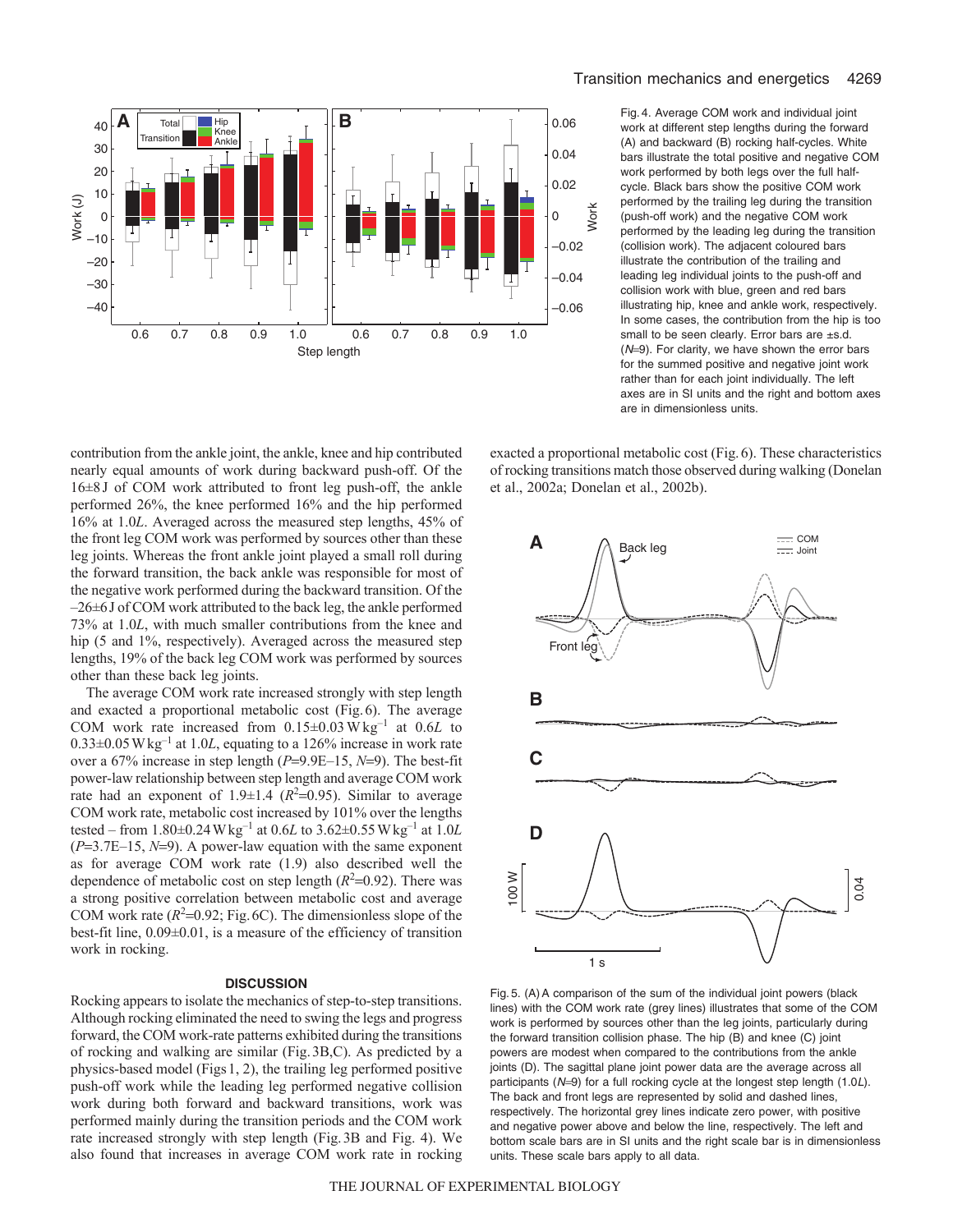Fig. 4. Average COM work and individual joint work at different step lengths during the forward (A) and backward (B) rocking half-cycles. White bars illustrate the total positive and negative COM work performed by both legs over the full half-cycle. Black bars show the positive COM work performed by the trailing leg during the transition (push-off work) and the negative COM work performed by the leading leg during the transition (collision work). The adjacent coloured bars illustrate the contribution of the trailing and leading leg individual joints to the push-off and collision work with blue, green and red bars illustrating hip, knee and ankle work, respectively. In some cases, the contribution from the hip is too small to be seen clearly. Error bars are ±s.d. ($N$=9). For clarity, we have shown the error bars for the summed positive and negative joint work rather than for each joint individually. The left axes are in SI units and the right and bottom axes are in dimensionless units.

contribution from the ankle joint, the ankle, knee and hip contributed nearly equal amounts of work during backward push-off. Of the 16±8 J of COM work attributed to front leg push-off, the ankle performed 26%, the knee performed 16% and the hip performed 16% at 1.0$L$. Averaged across the measured step lengths, 45% of the front leg COM work was performed by sources other than these leg joints. Whereas the front ankle joint played a small roll during the forward transition, the back ankle was responsible for most of the negative work performed during the backward transition. Of the –26±6 J of COM work attributed to the back leg, the ankle performed 73% at 1.0$L$, with much smaller contributions from the knee and hip (5 and 1%, respectively). Averaged across the measured step lengths, 19% of the back leg COM work was performed by sources other than these back leg joints.

The average COM work rate increased strongly with step length and exacted a proportional metabolic cost (Fig. 6). The average COM work rate increased from 0.15±0.03 W kg$^{-1}$ at 0.6$L$ to 0.33±0.05 W kg$^{-1}$ at 1.0$L$, equating to a 126% increase in work rate over a 67% increase in step length ($P$=9.9E–15, $N$=9). The best-fit power-law relationship between step length and average COM work rate had an exponent of 1.9±1.4 ($R^2$=0.95). Similar to average COM work rate, metabolic cost increased by 101% over the lengths tested – from 1.80±0.24 W kg$^{-1}$ at 0.6$L$ to 3.62±0.55 W kg$^{-1}$ at 1.0$L$ ($P$=3.7E–15, $N$=9). A power-law equation with the same exponent as for average COM work rate (1.9) also described well the dependence of metabolic cost on step length ($R^2$=0.92). There was a strong positive correlation between metabolic cost and average COM work rate ($R^2$=0.92; Fig. 6C). The dimensionless slope of the best-fit line, 0.09±0.01, is a measure of the efficiency of transition work in rocking.

## DISCUSSION

Rocking appears to isolate the mechanics of step-to-step transitions. Although rocking eliminated the need to swing the legs and progress forward, the COM work-rate patterns exhibited during the transitions of rocking and walking are similar (Fig. 3B,C). As predicted by a physics-based model (Figs 1, 2), the trailing leg performed positive push-off work while the leading leg performed negative collision work during both forward and backward transitions, work was performed mainly during the transition periods and the COM work rate increased strongly with step length (Fig. 3B and Fig. 4). We also found that increases in average COM work rate in rocking exacted a proportional metabolic cost (Fig. 6). These characteristics of rocking transitions match those observed during walking (Donelan et al., 2002a; Donelan et al., 2002b).

Fig. 5. (A) A comparison of the sum of the individual joint powers (black lines) with the COM work rate (grey lines) illustrates that some of the COM work is performed by sources other than the leg joints, particularly during the forward transition collision phase. The hip (B) and knee (C) joint powers are modest when compared to the contributions from the ankle joints (D). The sagittal plane joint power data are the average across all participants ($N$=9) for a full rocking cycle at the longest step length (1.0$L$). The back and front legs are represented by solid and dashed lines, respectively. The horizontal grey lines indicate zero power, with positive and negative power above and below the line, respectively. The left and bottom scale bars are in SI units and the right scale bar is in dimensionless units. These scale bars apply to all data.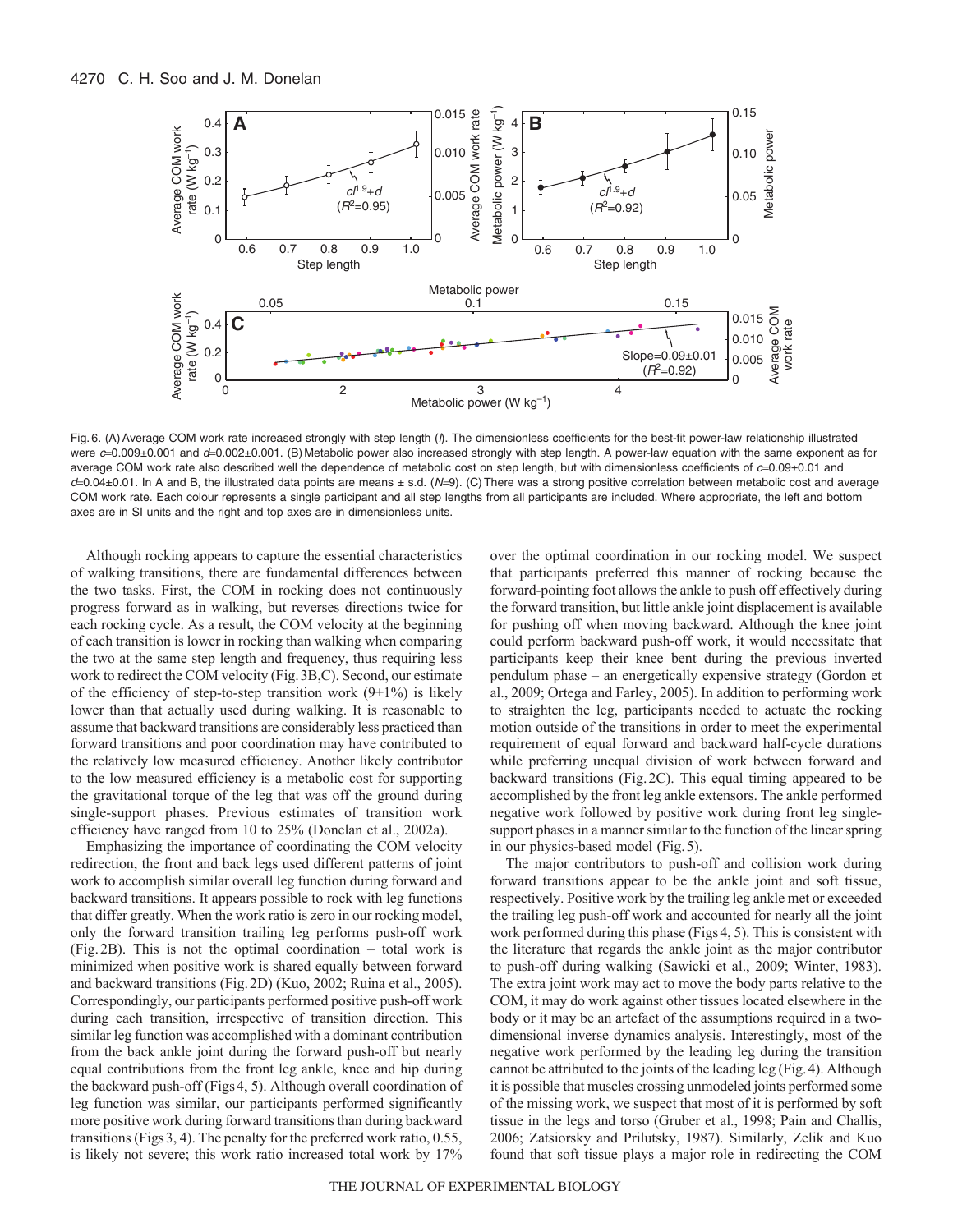Fig. 6. (A) Average COM work rate increased strongly with step length ($l$). The dimensionless coefficients for the best-fit power-law relationship illustrated were $c$=0.009±0.001 and $d$=0.002±0.001. (B) Metabolic power also increased strongly with step length. A power-law equation with the same exponent as for average COM work rate also described well the dependence of metabolic cost on step length, but with dimensionless coefficients of $c$=0.09±0.01 and $d$=0.04±0.01. In A and B, the illustrated data points are means ± s.d. ($N$=9). (C) There was a strong positive correlation between metabolic cost and average COM work rate. Each colour represents a single participant and all step lengths from all participants are included. Where appropriate, the left and bottom axes are in SI units and the right and top axes are in dimensionless units.

Although rocking appears to capture the essential characteristics of walking transitions, there are fundamental differences between the two tasks. First, the COM in rocking does not continuously progress forward as in walking, but reverses directions twice for each rocking cycle. As a result, the COM velocity at the beginning of each transition is lower in rocking than walking when comparing the two at the same step length and frequency, thus requiring less work to redirect the COM velocity (Fig. 3B,C). Second, our estimate of the efficiency of step-to-step transition work (9±1%) is likely lower than that actually used during walking. It is reasonable to assume that backward transitions are considerably less practiced than forward transitions and poor coordination may have contributed to the relatively low measured efficiency. Another likely contributor to the low measured efficiency is a metabolic cost for supporting the gravitational torque of the leg that was off the ground during single-support phases. Previous estimates of transition work efficiency have ranged from 10 to 25% (Donelan et al., 2002a).

Emphasizing the importance of coordinating the COM velocity redirection, the front and back legs used different patterns of joint work to accomplish similar overall leg function during forward and backward transitions. It appears possible to rock with leg functions that differ greatly. When the work ratio is zero in our rocking model, only the forward transition trailing leg performs push-off work (Fig. 2B). This is not the optimal coordination – total work is minimized when positive work is shared equally between forward and backward transitions (Fig. 2D) (Kuo, 2002; Ruina et al., 2005). Correspondingly, our participants performed positive push-off work during each transition, irrespective of transition direction. This similar leg function was accomplished with a dominant contribution from the back ankle joint during the forward push-off but nearly equal contributions from the front leg ankle, knee and hip during the backward push-off (Figs 4, 5). Although overall coordination of leg function was similar, our participants performed significantly more positive work during forward transitions than during backward transitions (Figs 3, 4). The penalty for the preferred work ratio, 0.55, is likely not severe; this work ratio increased total work by 17% over the optimal coordination in our rocking model. We suspect that participants preferred this manner of rocking because the forward-pointing foot allows the ankle to push off effectively during the forward transition, but little ankle joint displacement is available for pushing off when moving backward. Although the knee joint could perform backward push-off work, it would necessitate that participants keep their knee bent during the previous inverted pendulum phase – an energetically expensive strategy (Gordon et al., 2009; Ortega and Farley, 2005). In addition to performing work to straighten the leg, participants needed to actuate the rocking motion outside of the transitions in order to meet the experimental requirement of equal forward and backward half-cycle durations while preferring unequal division of work between forward and backward transitions (Fig. 2C). This equal timing appeared to be accomplished by the front leg ankle extensors. The ankle performed negative work followed by positive work during front leg single-support phases in a manner similar to the function of the linear spring in our physics-based model (Fig. 5).

The major contributors to push-off and collision work during forward transitions appear to be the ankle joint and soft tissue, respectively. Positive work by the trailing leg ankle met or exceeded the trailing leg push-off work and accounted for nearly all the joint work performed during this phase (Figs 4, 5). This is consistent with the literature that regards the ankle joint as the major contributor to push-off during walking (Sawicki et al., 2009; Winter, 1983). The extra joint work may act to move the body parts relative to the COM, it may do work against other tissues located elsewhere in the body or it may be an artefact of the assumptions required in a two-dimensional inverse dynamics analysis. Interestingly, most of the negative work performed by the leading leg during the transition cannot be attributed to the joints of the leading leg (Fig. 4). Although it is possible that muscles crossing unmodeled joints performed some of the missing work, we suspect that most of it is performed by soft tissue in the legs and torso (Gruber et al., 1998; Pain and Challis, 2006; Zatsiorsky and Prilutsky, 1987). Similarly, Zelik and Kuo found that soft tissue plays a major role in redirecting the COM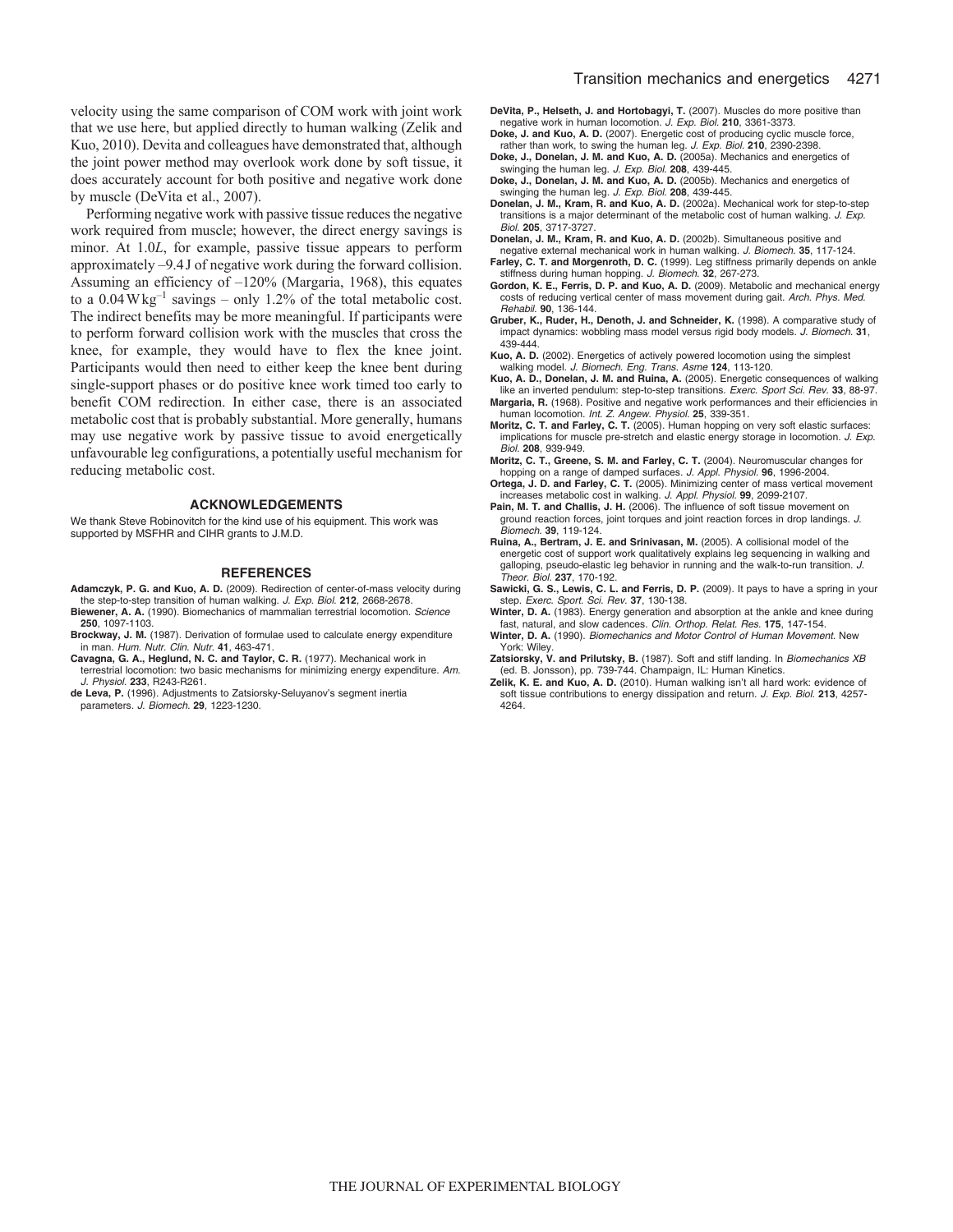velocity using the same comparison of COM work with joint work that we use here, but applied directly to human walking (Zelik and Kuo, 2010). Devita and colleagues have demonstrated that, although the joint power method may overlook work done by soft tissue, it does accurately account for both positive and negative work done by muscle (DeVita et al., 2007).

Performing negative work with passive tissue reduces the negative work required from muscle; however, the direct energy savings is minor. At 1.0*L*, for example, passive tissue appears to perform approximately –9.4 J of negative work during the forward collision. Assuming an efficiency of –120% (Margaria, 1968), this equates to a 0.04 $\mathrm{W\,kg^{-1}}$ savings – only 1.2% of the total metabolic cost. The indirect benefits may be more meaningful. If participants were to perform forward collision work with the muscles that cross the knee, for example, they would have to flex the knee joint. Participants would then need to either keep the knee bent during single-support phases or do positive knee work timed too early to benefit COM redirection. In either case, there is an associated metabolic cost that is probably substantial. More generally, humans may use negative work by passive tissue to avoid energetically unfavourable leg configurations, a potentially useful mechanism for reducing metabolic cost.

## ACKNOWLEDGEMENTS

We thank Steve Robinovitch for the kind use of his equipment. This work was supported by MSFHR and CIHR grants to J.M.D.

## REFERENCES

**Adamczyk, P. G. and Kuo, A. D.** (2009). Redirection of center-of-mass velocity during the step-to-step transition of human walking. *J. Exp. Biol.* **212**, 2668-2678.

**Biewener, A. A.** (1990). Biomechanics of mammalian terrestrial locomotion. *Science* **250**, 1097-1103.

**Brockway, J. M.** (1987). Derivation of formulae used to calculate energy expenditure in man. *Hum. Nutr. Clin. Nutr.* **41**, 463-471.

**Cavagna, G. A., Heglund, N. C. and Taylor, C. R.** (1977). Mechanical work in terrestrial locomotion: two basic mechanisms for minimizing energy expenditure. *Am. J. Physiol.* **233**, R243-R261.

**de Leva, P.** (1996). Adjustments to Zatsiorsky-Seluyanov's segment inertia parameters. *J. Biomech.* **29**, 1223-1230.

**DeVita, P., Helseth, J. and Hortobagyi, T.** (2007). Muscles do more positive than negative work in human locomotion. *J. Exp. Biol.* **210**, 3361-3373.

**Doke, J. and Kuo, A. D.** (2007). Energetic cost of producing cyclic muscle force, rather than work, to swing the human leg. *J. Exp. Biol.* **210**, 2390-2398.

**Doke, J., Donelan, J. M. and Kuo, A. D.** (2005a). Mechanics and energetics of swinging the human leg. *J. Exp. Biol.* **208**, 439-445.

**Doke, J., Donelan, J. M. and Kuo, A. D.** (2005b). Mechanics and energetics of swinging the human leg. *J. Exp. Biol.* **208**, 439-445.

**Donelan, J. M., Kram, R. and Kuo, A. D.** (2002a). Mechanical work for step-to-step transitions is a major determinant of the metabolic cost of human walking. *J. Exp. Biol.* **205**, 3717-3727.

**Donelan, J. M., Kram, R. and Kuo, A. D.** (2002b). Simultaneous positive and negative external mechanical work in human walking. *J. Biomech.* **35**, 117-124.

**Farley, C. T. and Morgenroth, D. C.** (1999). Leg stiffness primarily depends on ankle stiffness during human hopping. *J. Biomech.* **32**, 267-273.

**Gordon, K. E., Ferris, D. P. and Kuo, A. D.** (2009). Metabolic and mechanical energy costs of reducing vertical center of mass movement during gait. *Arch. Phys. Med. Rehabil.* **90**, 136-144.

**Gruber, K., Ruder, H., Denoth, J. and Schneider, K.** (1998). A comparative study of impact dynamics: wobbling mass model versus rigid body models. *J. Biomech.* **31**, 439-444.

**Kuo, A. D.** (2002). Energetics of actively powered locomotion using the simplest walking model. *J. Biomech. Eng. Trans. Asme* **124**, 113-120.

**Kuo, A. D., Donelan, J. M. and Ruina, A.** (2005). Energetic consequences of walking like an inverted pendulum: step-to-step transitions. *Exerc. Sport Sci. Rev.* **33**, 88-97.

**Margaria, R.** (1968). Positive and negative work performances and their efficiencies in human locomotion. *Int. Z. Angew. Physiol.* **25**, 339-351.

**Moritz, C. T. and Farley, C. T.** (2005). Human hopping on very soft elastic surfaces: implications for muscle pre-stretch and elastic energy storage in locomotion. *J. Exp. Biol.* **208**, 939-949.

**Moritz, C. T., Greene, S. M. and Farley, C. T.** (2004). Neuromuscular changes for hopping on a range of damped surfaces. *J. Appl. Physiol.* **96**, 1996-2004.

**Ortega, J. D. and Farley, C. T.** (2005). Minimizing center of mass vertical movement increases metabolic cost in walking. *J. Appl. Physiol.* **99**, 2099-2107.

**Pain, M. T. and Challis, J. H.** (2006). The influence of soft tissue movement on ground reaction forces, joint torques and joint reaction forces in drop landings. *J. Biomech.* **39**, 119-124.

**Ruina, A., Bertram, J. E. and Srinivasan, M.** (2005). A collisional model of the energetic cost of support work qualitatively explains leg sequencing in walking and galloping, pseudo-elastic leg behavior in running and the walk-to-run transition. *J. Theor. Biol.* **237**, 170-192.

**Sawicki, G. S., Lewis, C. L. and Ferris, D. P.** (2009). It pays to have a spring in your step. *Exerc. Sport. Sci. Rev.* **37**, 130-138.

**Winter, D. A.** (1983). Energy generation and absorption at the ankle and knee during fast, natural, and slow cadences. *Clin. Orthop. Relat. Res.* **175**, 147-154.

**Winter, D. A.** (1990). *Biomechanics and Motor Control of Human Movement.* New York: Wiley.

**Zatsiorsky, V. and Prilutsky, B.** (1987). Soft and stiff landing. In *Biomechanics XB* (ed. B. Jonsson), pp. 739-744. Champaign, IL: Human Kinetics.

**Zelik, K. E. and Kuo, A. D.** (2010). Human walking isn't all hard work: evidence of soft tissue contributions to energy dissipation and return. *J. Exp. Biol.* **213**, 4257-4264.